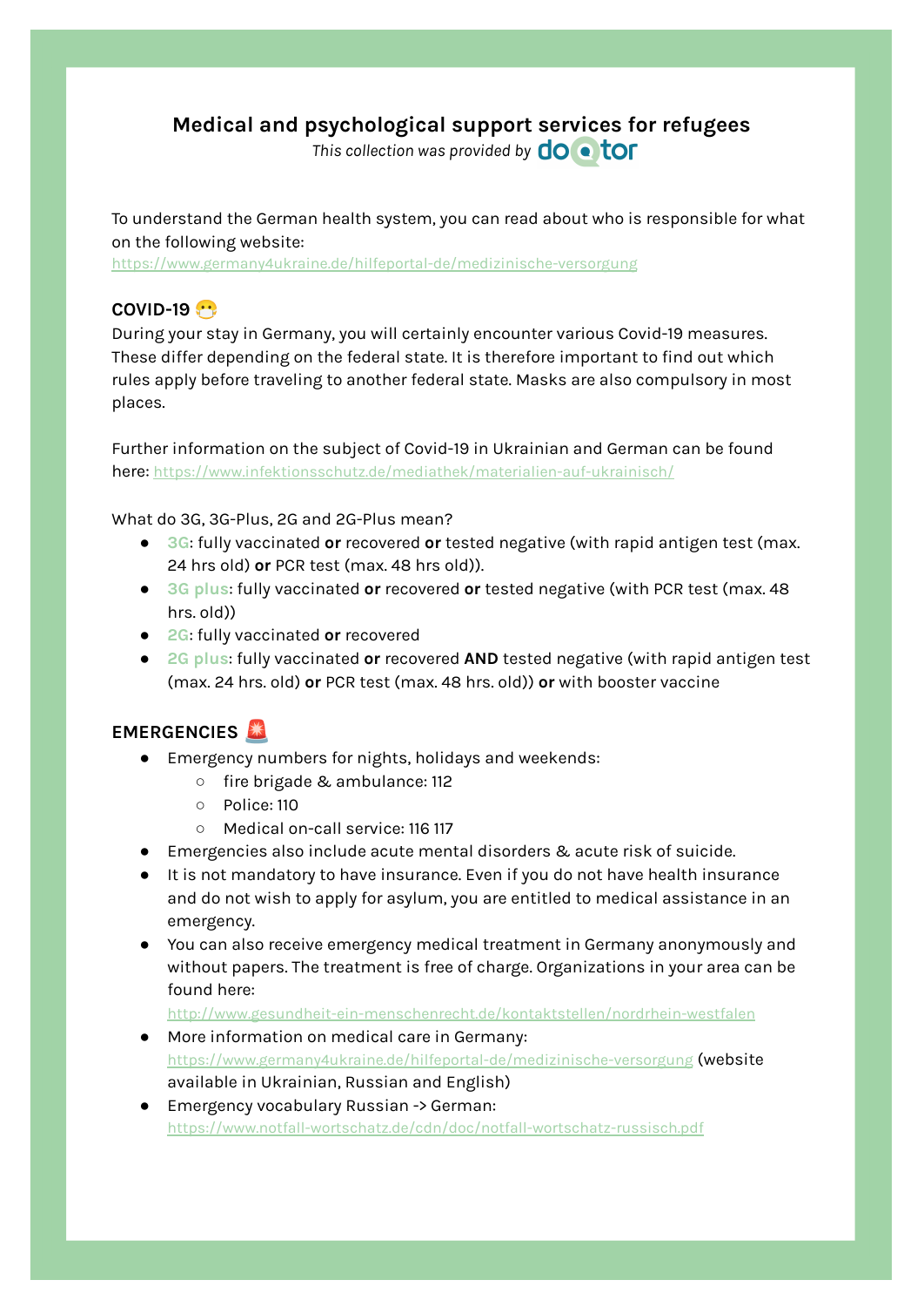# Medical and psychological support services for refugees

*This collection was provided by* doctor

To understand the German health system, you can read about who is responsible for what on the following website:
https://www.germany4ukraine.de/hilfeportal-de/medizinische-versorgung

## COVID-19 😷

During your stay in Germany, you will certainly encounter various Covid-19 measures. These differ depending on the federal state. It is therefore important to find out which rules apply before traveling to another federal state. Masks are also compulsory in most places.

Further information on the subject of Covid-19 in Ukrainian and German can be found here: https://www.infektionsschutz.de/mediathek/materialien-auf-ukrainisch/

What do 3G, 3G-Plus, 2G and 2G-Plus mean?

- **3G**: fully vaccinated **or** recovered **or** tested negative (with rapid antigen test (max. 24 hrs old) **or** PCR test (max. 48 hrs old)).
- **3G plus**: fully vaccinated **or** recovered **or** tested negative (with PCR test (max. 48 hrs. old))
- **2G**: fully vaccinated **or** recovered
- **2G plus**: fully vaccinated **or** recovered **AND** tested negative (with rapid antigen test (max. 24 hrs. old) **or** PCR test (max. 48 hrs. old)) **or** with booster vaccine

## EMERGENCIES 🚨

- Emergency numbers for nights, holidays and weekends:
  - fire brigade & ambulance: 112
  - Police: 110
  - Medical on-call service: 116 117
- Emergencies also include acute mental disorders & acute risk of suicide.
- It is not mandatory to have insurance. Even if you do not have health insurance and do not wish to apply for asylum, you are entitled to medical assistance in an emergency.
- You can also receive emergency medical treatment in Germany anonymously and without papers. The treatment is free of charge. Organizations in your area can be found here:
  http://www.gesundheit-ein-menschenrecht.de/kontaktstellen/nordrhein-westfalen
- More information on medical care in Germany:
  https://www.germany4ukraine.de/hilfeportal-de/medizinische-versorgung (website available in Ukrainian, Russian and English)
- Emergency vocabulary Russian -> German:
  https://www.notfall-wortschatz.de/cdn/doc/notfall-wortschatz-russisch.pdf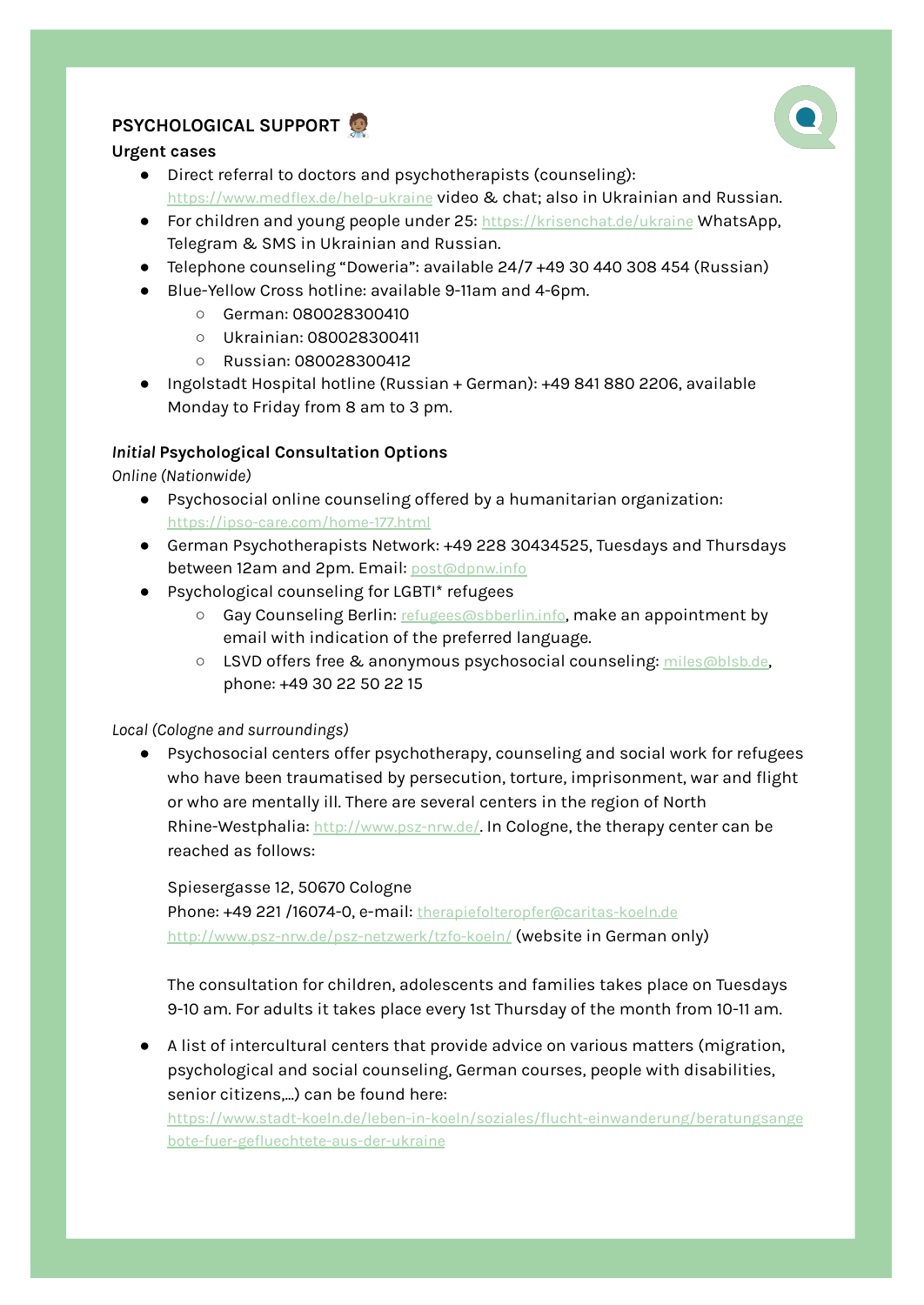## PSYCHOLOGICAL SUPPORT 🧑🏾‍⚕️

### Urgent cases

- Direct referral to doctors and psychotherapists (counseling): https://www.medflex.de/help-ukraine video & chat; also in Ukrainian and Russian.
- For children and young people under 25: https://krisenchat.de/ukraine WhatsApp, Telegram & SMS in Ukrainian and Russian.
- Telephone counseling "Doweria": available 24/7 +49 30 440 308 454 (Russian)
- Blue-Yellow Cross hotline: available 9-11am and 4-6pm.
  - German: 080028300410
  - Ukrainian: 080028300411
  - Russian: 080028300412
- Ingolstadt Hospital hotline (Russian + German): +49 841 880 2206, available Monday to Friday from 8 am to 3 pm.

### *Initial* Psychological Consultation Options

*Online (Nationwide)*

- Psychosocial online counseling offered by a humanitarian organization: https://ipso-care.com/home-177.html
- German Psychotherapists Network: +49 228 30434525, Tuesdays and Thursdays between 12am and 2pm. Email: post@dpnw.info
- Psychological counseling for LGBTI* refugees
  - Gay Counseling Berlin: refugees@sbberlin.info, make an appointment by email with indication of the preferred language.
  - LSVD offers free & anonymous psychosocial counseling: miles@blsb.de, phone: +49 30 22 50 22 15

*Local (Cologne and surroundings)*

- Psychosocial centers offer psychotherapy, counseling and social work for refugees who have been traumatised by persecution, torture, imprisonment, war and flight or who are mentally ill. There are several centers in the region of North Rhine-Westphalia: http://www.psz-nrw.de/. In Cologne, the therapy center can be reached as follows:

  Spiesergasse 12, 50670 Cologne
  Phone: +49 221 /16074-0, e-mail: therapiefolteropfer@caritas-koeln.de
  http://www.psz-nrw.de/psz-netzwerk/tzfo-koeln/ (website in German only)

  The consultation for children, adolescents and families takes place on Tuesdays 9-10 am. For adults it takes place every 1st Thursday of the month from 10-11 am.

- A list of intercultural centers that provide advice on various matters (migration, psychological and social counseling, German courses, people with disabilities, senior citizens,...) can be found here: https://www.stadt-koeln.de/leben-in-koeln/soziales/flucht-einwanderung/beratungsangebote-fuer-gefluechtete-aus-der-ukraine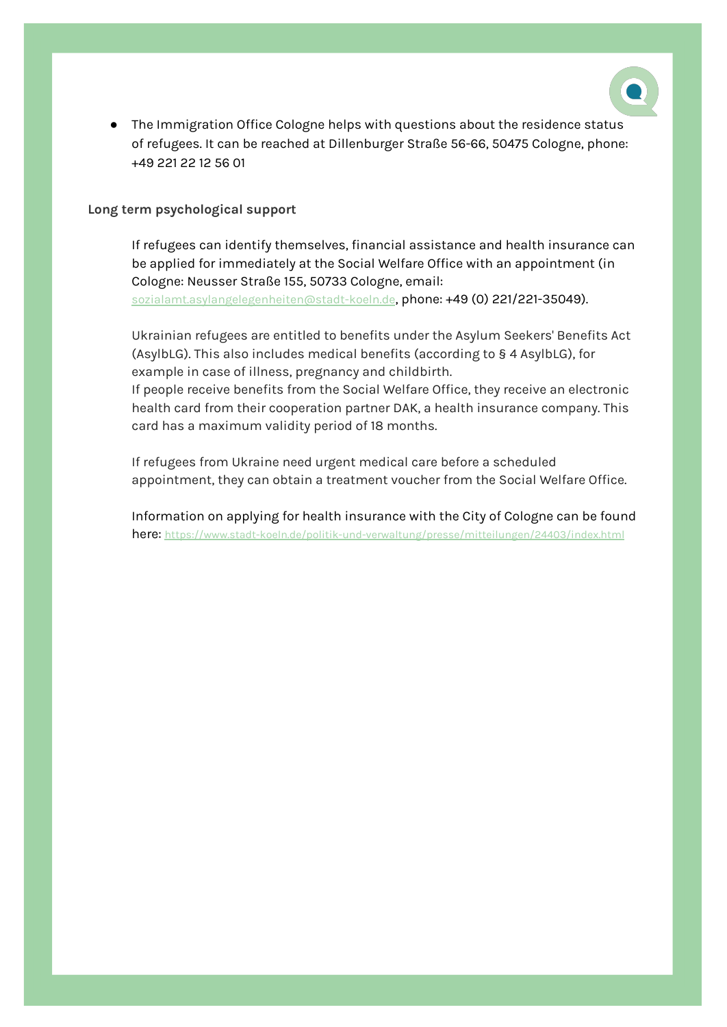- The Immigration Office Cologne helps with questions about the residence status of refugees. It can be reached at Dillenburger Straße 56-66, 50475 Cologne, phone: +49 221 22 12 56 01

**Long term psychological support**

If refugees can identify themselves, financial assistance and health insurance can be applied for immediately at the Social Welfare Office with an appointment (in Cologne: Neusser Straße 155, 50733 Cologne, email: sozialamt.asylangelegenheiten@stadt-koeln.de, phone: +49 (0) 221/221-35049).

Ukrainian refugees are entitled to benefits under the Asylum Seekers' Benefits Act (AsylbLG). This also includes medical benefits (according to § 4 AsylbLG), for example in case of illness, pregnancy and childbirth.
If people receive benefits from the Social Welfare Office, they receive an electronic health card from their cooperation partner DAK, a health insurance company. This card has a maximum validity period of 18 months.

If refugees from Ukraine need urgent medical care before a scheduled appointment, they can obtain a treatment voucher from the Social Welfare Office.

Information on applying for health insurance with the City of Cologne can be found here: https://www.stadt-koeln.de/politik-und-verwaltung/presse/mitteilungen/24403/index.html